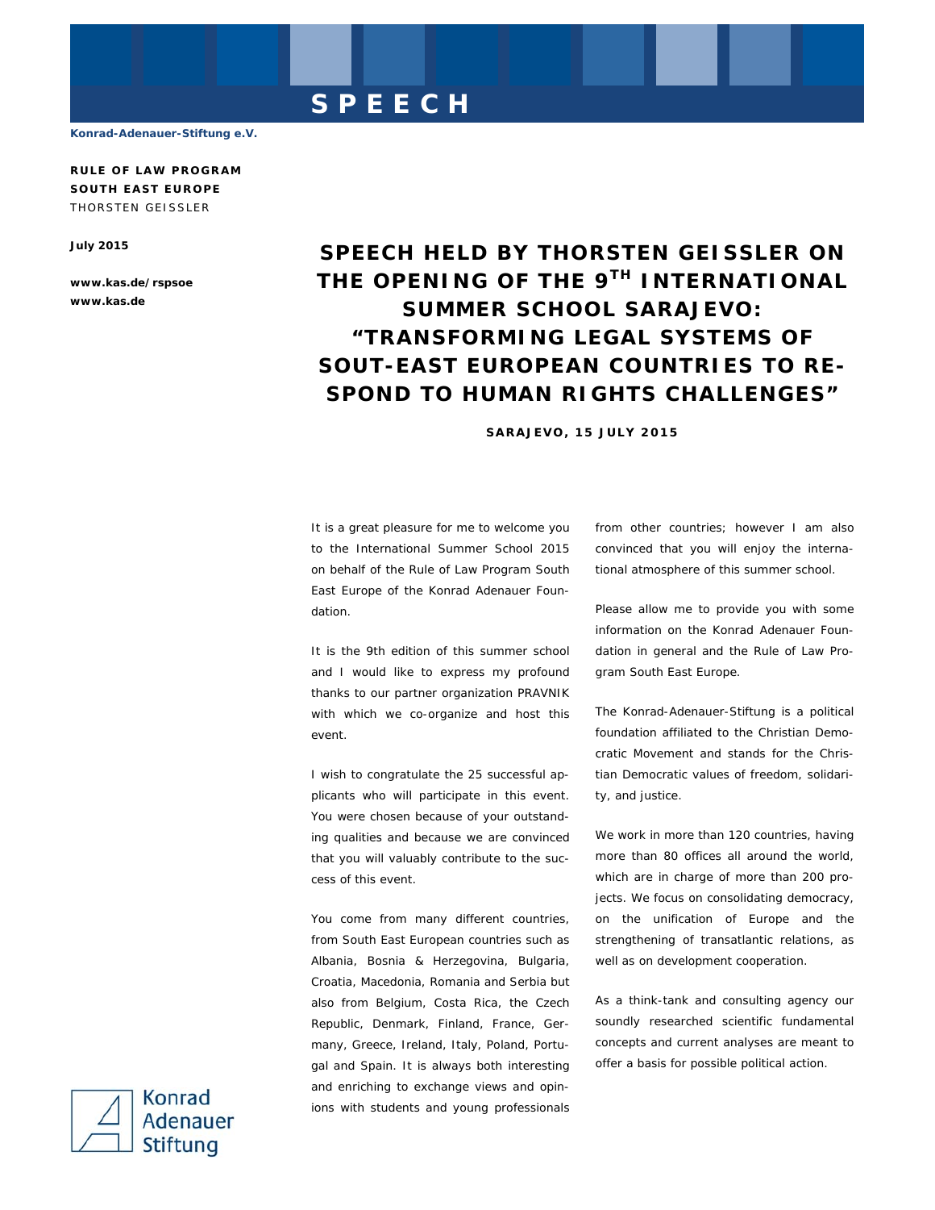# SPEECH

**Konrad-Adenauer-Stiftung e.V.**

**RULE OF LAW PROGRAM**
**SOUTH EAST EUROPE**
THORSTEN GEISSLER

**July 2015**

**www.kas.de/rspsoe**
**www.kas.de**

# SPEECH HELD BY THORSTEN GEISSLER ON THE OPENING OF THE 9TH INTERNATIONAL SUMMER SCHOOL SARAJEVO: "TRANSFORMING LEGAL SYSTEMS OF SOUT-EAST EUROPEAN COUNTRIES TO RESPOND TO HUMAN RIGHTS CHALLENGES"

**SARAJEVO, 15 JULY 2015**

It is a great pleasure for me to welcome you to the International Summer School 2015 on behalf of the Rule of Law Program South East Europe of the Konrad Adenauer Foundation.

It is the 9th edition of this summer school and I would like to express my profound thanks to our partner organization PRAVNIK with which we co-organize and host this event.

I wish to congratulate the 25 successful applicants who will participate in this event. You were chosen because of your outstanding qualities and because we are convinced that you will valuably contribute to the success of this event.

You come from many different countries, from South East European countries such as Albania, Bosnia & Herzegovina, Bulgaria, Croatia, Macedonia, Romania and Serbia but also from Belgium, Costa Rica, the Czech Republic, Denmark, Finland, France, Germany, Greece, Ireland, Italy, Poland, Portugal and Spain. It is always both interesting and enriching to exchange views and opinions with students and young professionals from other countries; however I am also convinced that you will enjoy the international atmosphere of this summer school.

Please allow me to provide you with some information on the Konrad Adenauer Foundation in general and the Rule of Law Program South East Europe.

The Konrad-Adenauer-Stiftung is a political foundation affiliated to the Christian Democratic Movement and stands for the Christian Democratic values of freedom, solidarity, and justice.

We work in more than 120 countries, having more than 80 offices all around the world, which are in charge of more than 200 projects. We focus on consolidating democracy, on the unification of Europe and the strengthening of transatlantic relations, as well as on development cooperation.

As a think-tank and consulting agency our soundly researched scientific fundamental concepts and current analyses are meant to offer a basis for possible political action.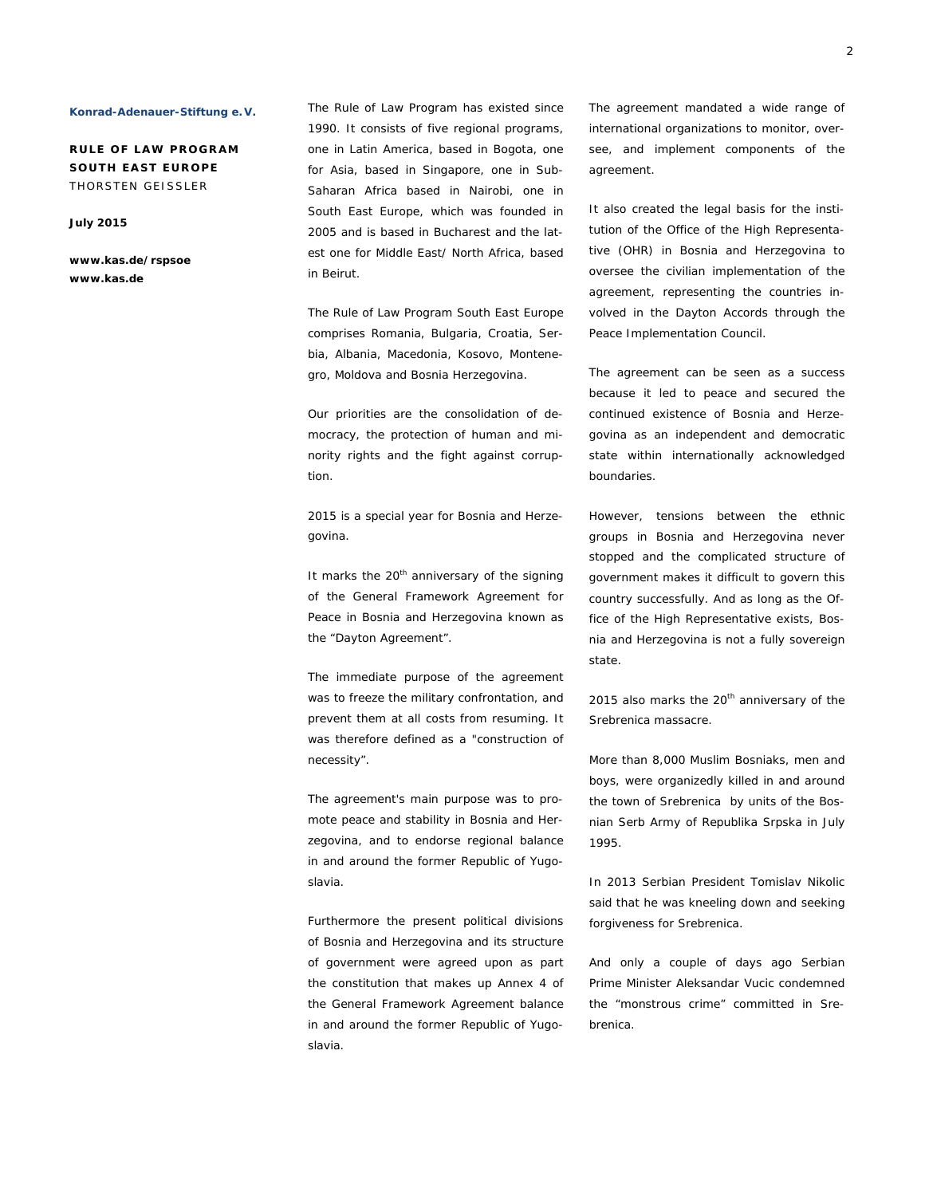**Konrad-Adenauer-Stiftung e.V.**

**RULE OF LAW PROGRAM SOUTH EAST EUROPE**
THORSTEN GEISSLER

**July 2015**

**www.kas.de/rspsoe**
**www.kas.de**

The Rule of Law Program has existed since 1990. It consists of five regional programs, one in Latin America, based in Bogota, one for Asia, based in Singapore, one in Sub-Saharan Africa based in Nairobi, one in South East Europe, which was founded in 2005 and is based in Bucharest and the latest one for Middle East/ North Africa, based in Beirut.

The Rule of Law Program South East Europe comprises Romania, Bulgaria, Croatia, Serbia, Albania, Macedonia, Kosovo, Montenegro, Moldova and Bosnia Herzegovina.

Our priorities are the consolidation of democracy, the protection of human and minority rights and the fight against corruption.

2015 is a special year for Bosnia and Herzegovina.

It marks the 20th anniversary of the signing of the General Framework Agreement for Peace in Bosnia and Herzegovina known as the "Dayton Agreement".

The immediate purpose of the agreement was to freeze the military confrontation, and prevent them at all costs from resuming. It was therefore defined as a "construction of necessity".

The agreement's main purpose was to promote peace and stability in Bosnia and Herzegovina, and to endorse regional balance in and around the former Republic of Yugoslavia.

Furthermore the present political divisions of Bosnia and Herzegovina and its structure of government were agreed upon as part the constitution that makes up Annex 4 of the General Framework Agreement balance in and around the former Republic of Yugoslavia.

The agreement mandated a wide range of international organizations to monitor, oversee, and implement components of the agreement.

It also created the legal basis for the institution of the Office of the High Representative (OHR) in Bosnia and Herzegovina to oversee the civilian implementation of the agreement, representing the countries involved in the Dayton Accords through the Peace Implementation Council.

The agreement can be seen as a success because it led to peace and secured the continued existence of Bosnia and Herzegovina as an independent and democratic state within internationally acknowledged boundaries.

However, tensions between the ethnic groups in Bosnia and Herzegovina never stopped and the complicated structure of government makes it difficult to govern this country successfully. And as long as the Office of the High Representative exists, Bosnia and Herzegovina is not a fully sovereign state.

2015 also marks the 20th anniversary of the Srebrenica massacre.

More than 8,000 Muslim Bosniaks, men and boys, were organizedly killed in and around the town of Srebrenica by units of the Bosnian Serb Army of Republika Srpska in July 1995.

In 2013 Serbian President Tomislav Nikolic said that he was kneeling down and seeking forgiveness for Srebrenica.

And only a couple of days ago Serbian Prime Minister Aleksandar Vucic condemned the "monstrous crime" committed in Srebrenica.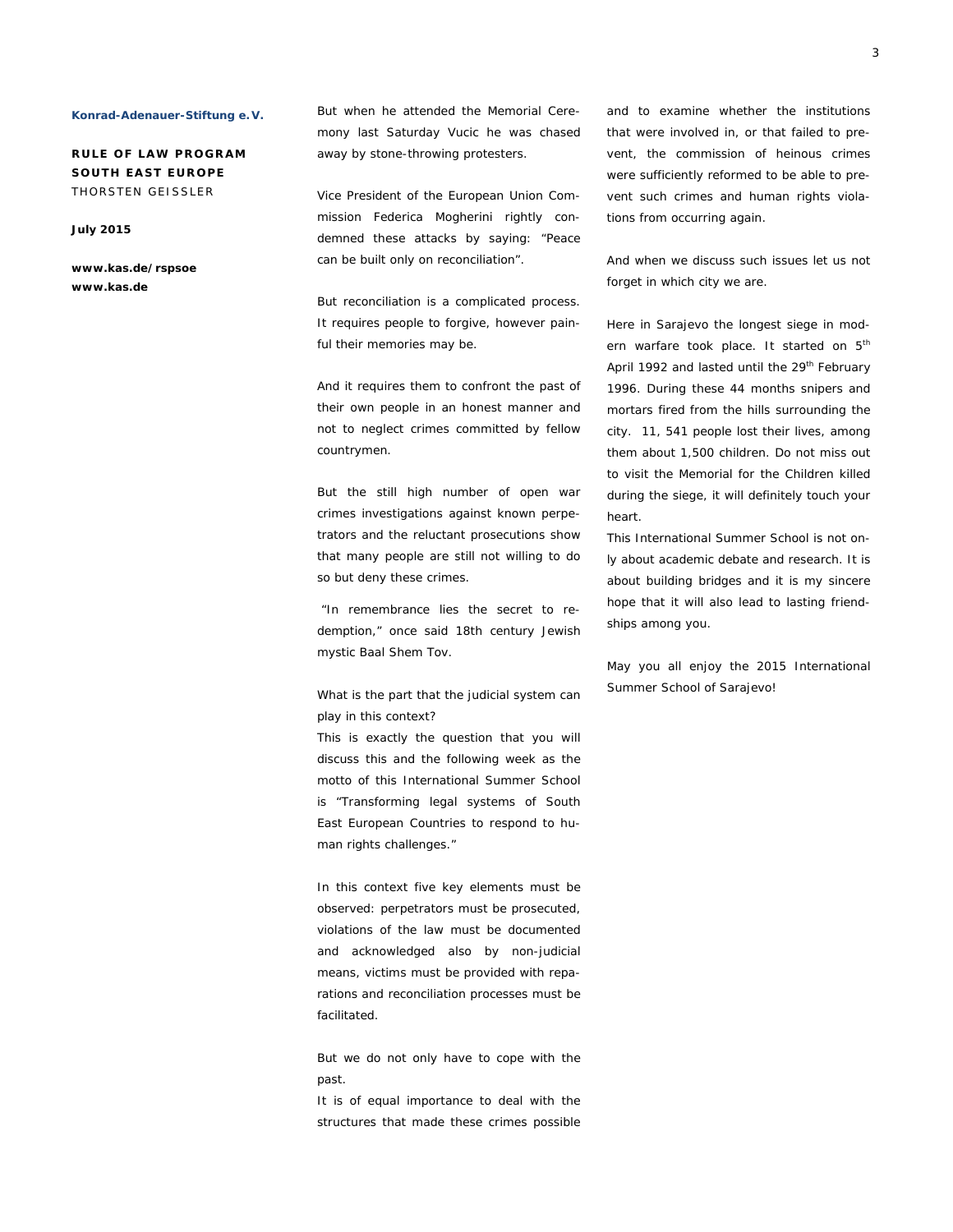But when he attended the Memorial Ceremony last Saturday Vucic he was chased away by stone-throwing protesters.

Vice President of the European Union Commission Federica Mogherini rightly condemned these attacks by saying: “Peace can be built only on reconciliation”.

But reconciliation is a complicated process. It requires people to forgive, however painful their memories may be.

And it requires them to confront the past of their own people in an honest manner and not to neglect crimes committed by fellow countrymen.

But the still high number of open war crimes investigations against known perpetrators and the reluctant prosecutions show that many people are still not willing to do so but deny these crimes.

“In remembrance lies the secret to redemption,” once said 18th century Jewish mystic Baal Shem Tov.

What is the part that the judicial system can play in this context?
This is exactly the question that you will discuss this and the following week as the motto of this International Summer School is “Transforming legal systems of South East European Countries to respond to human rights challenges.”

In this context five key elements must be observed: perpetrators must be prosecuted, violations of the law must be documented and acknowledged also by non-judicial means, victims must be provided with reparations and reconciliation processes must be facilitated.

But we do not only have to cope with the past.
It is of equal importance to deal with the structures that made these crimes possible and to examine whether the institutions that were involved in, or that failed to prevent, the commission of heinous crimes were sufficiently reformed to be able to prevent such crimes and human rights violations from occurring again.

And when we discuss such issues let us not forget in which city we are.

Here in Sarajevo the longest siege in modern warfare took place. It started on 5th April 1992 and lasted until the 29th February 1996. During these 44 months snipers and mortars fired from the hills surrounding the city. 11, 541 people lost their lives, among them about 1,500 children. Do not miss out to visit the Memorial for the Children killed during the siege, it will definitely touch your heart.
This International Summer School is not only about academic debate and research. It is about building bridges and it is my sincere hope that it will also lead to lasting friendships among you.

May you all enjoy the 2015 International Summer School of Sarajevo!